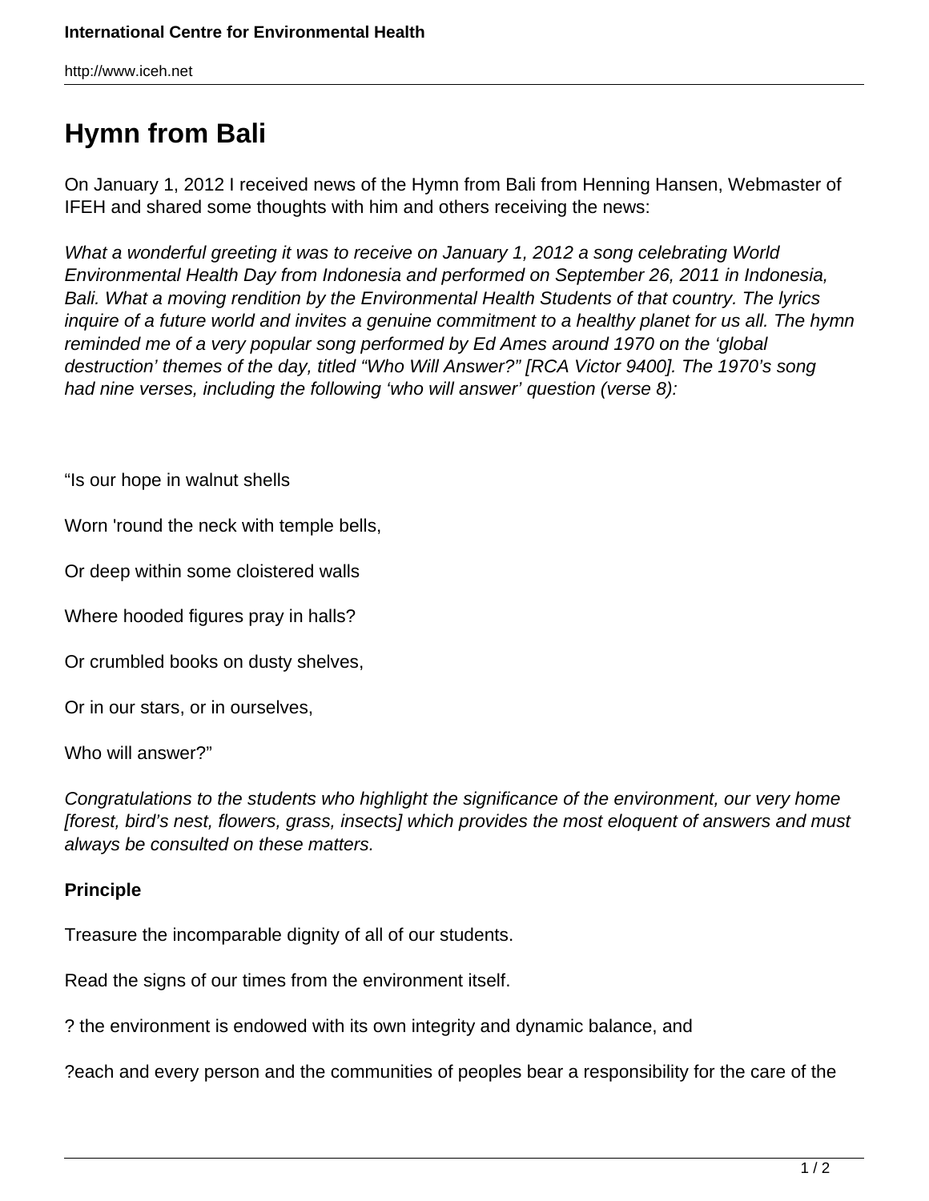# Hymn from Bali

On January 1, 2012 I received news of the Hymn from Bali from Henning Hansen, Webmaster of IFEH and shared some thoughts with him and others receiving the news:

*What a wonderful greeting it was to receive on January 1, 2012 a song celebrating World Environmental Health Day from Indonesia and performed on September 26, 2011 in Indonesia, Bali. What a moving rendition by the Environmental Health Students of that country. The lyrics inquire of a future world and invites a genuine commitment to a healthy planet for us all. The hymn reminded me of a very popular song performed by Ed Ames around 1970 on the 'global destruction' themes of the day, titled "Who Will Answer?" [RCA Victor 9400]. The 1970's song had nine verses, including the following 'who will answer' question (verse 8):*

"Is our hope in walnut shells

Worn 'round the neck with temple bells,

Or deep within some cloistered walls

Where hooded figures pray in halls?

Or crumbled books on dusty shelves,

Or in our stars, or in ourselves,

Who will answer?"

*Congratulations to the students who highlight the significance of the environment, our very home [forest, bird's nest, flowers, grass, insects] which provides the most eloquent of answers and must always be consulted on these matters.*

**Principle**

Treasure the incomparable dignity of all of our students.

Read the signs of our times from the environment itself.

? the environment is endowed with its own integrity and dynamic balance, and

?each and every person and the communities of peoples bear a responsibility for the care of the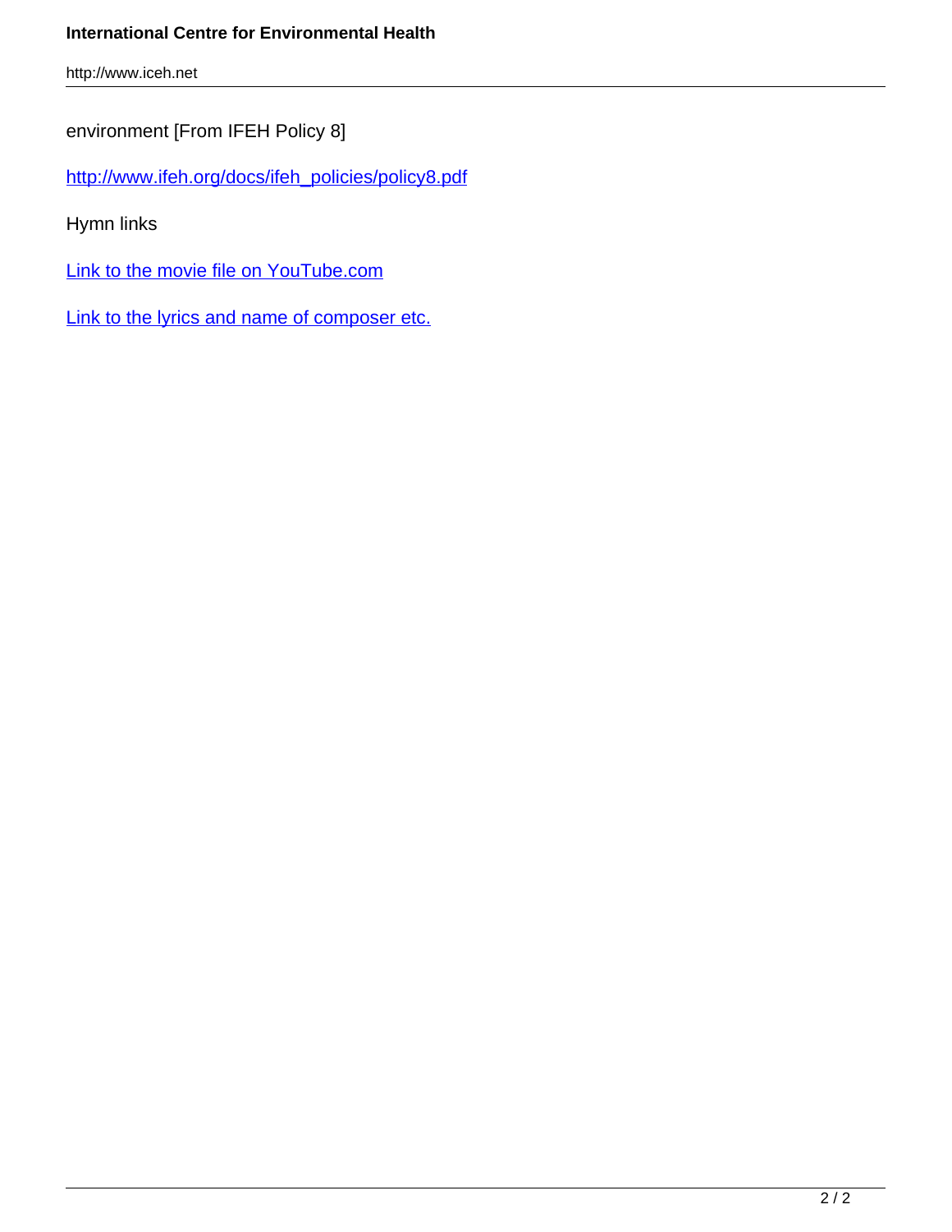environment [From IFEH Policy 8]

http://www.ifeh.org/docs/ifeh_policies/policy8.pdf

Hymn links

Link to the movie file on YouTube.com

Link to the lyrics and name of composer etc.